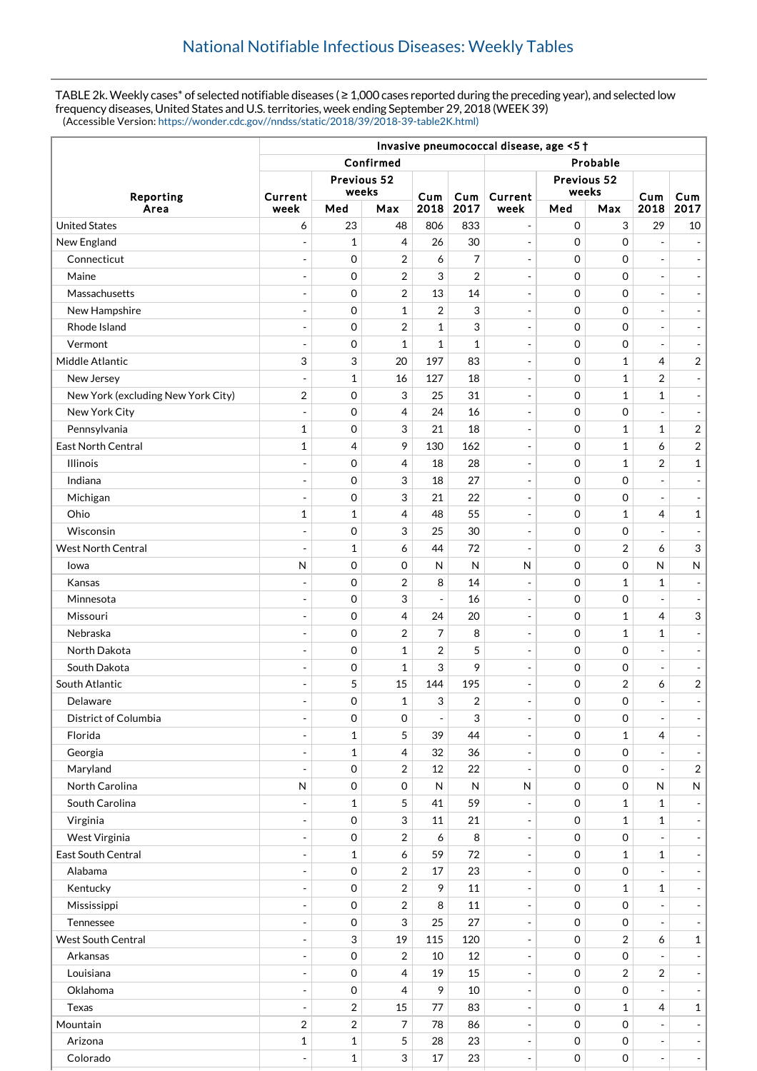# National Notifiable Infectious Diseases: Weekly Tables

TABLE 2k. Weekly cases* of selected notifiable diseases ( ≥ 1,000 cases reported during the preceding year), and selected low frequency diseases, United States and U.S. territories, week ending September 29, 2018 (WEEK 39)
(Accessible Version: https://wonder.cdc.gov//nndss/static/2018/39/2018-39-table2K.html)

| Reporting Area | Invasive pneumococcal disease, age <5 † | | | | | | | | | |
|---|---|---|---|---|---|---|---|---|---|---|
| | Confirmed | | | | | Probable | | | | |
| | Current week | Previous 52 weeks | | Cum 2018 | Cum 2017 | Current week | Previous 52 weeks | | Cum 2018 | Cum 2017 |
| | | Med | Max | | | | Med | Max | | |
| United States | 6 | 23 | 48 | 806 | 833 | - | 0 | 3 | 29 | 10 |
| New England | - | 1 | 4 | 26 | 30 | - | 0 | 0 | - | - |
| Connecticut | - | 0 | 2 | 6 | 7 | - | 0 | 0 | - | - |
| Maine | - | 0 | 2 | 3 | 2 | - | 0 | 0 | - | - |
| Massachusetts | - | 0 | 2 | 13 | 14 | - | 0 | 0 | - | - |
| New Hampshire | - | 0 | 1 | 2 | 3 | - | 0 | 0 | - | - |
| Rhode Island | - | 0 | 2 | 1 | 3 | - | 0 | 0 | - | - |
| Vermont | - | 0 | 1 | 1 | 1 | - | 0 | 0 | - | - |
| Middle Atlantic | 3 | 3 | 20 | 197 | 83 | - | 0 | 1 | 4 | 2 |
| New Jersey | - | 1 | 16 | 127 | 18 | - | 0 | 1 | 2 | - |
| New York (excluding New York City) | 2 | 0 | 3 | 25 | 31 | - | 0 | 1 | 1 | - |
| New York City | - | 0 | 4 | 24 | 16 | - | 0 | 0 | - | - |
| Pennsylvania | 1 | 0 | 3 | 21 | 18 | - | 0 | 1 | 1 | 2 |
| East North Central | 1 | 4 | 9 | 130 | 162 | - | 0 | 1 | 6 | 2 |
| Illinois | - | 0 | 4 | 18 | 28 | - | 0 | 1 | 2 | 1 |
| Indiana | - | 0 | 3 | 18 | 27 | - | 0 | 0 | - | - |
| Michigan | - | 0 | 3 | 21 | 22 | - | 0 | 0 | - | - |
| Ohio | 1 | 1 | 4 | 48 | 55 | - | 0 | 1 | 4 | 1 |
| Wisconsin | - | 0 | 3 | 25 | 30 | - | 0 | 0 | - | - |
| West North Central | - | 1 | 6 | 44 | 72 | - | 0 | 2 | 6 | 3 |
| Iowa | N | 0 | 0 | N | N | N | 0 | 0 | N | N |
| Kansas | - | 0 | 2 | 8 | 14 | - | 0 | 1 | 1 | - |
| Minnesota | - | 0 | 3 | - | 16 | - | 0 | 0 | - | - |
| Missouri | - | 0 | 4 | 24 | 20 | - | 0 | 1 | 4 | 3 |
| Nebraska | - | 0 | 2 | 7 | 8 | - | 0 | 1 | 1 | - |
| North Dakota | - | 0 | 1 | 2 | 5 | - | 0 | 0 | - | - |
| South Dakota | - | 0 | 1 | 3 | 9 | - | 0 | 0 | - | - |
| South Atlantic | - | 5 | 15 | 144 | 195 | - | 0 | 2 | 6 | 2 |
| Delaware | - | 0 | 1 | 3 | 2 | - | 0 | 0 | - | - |
| District of Columbia | - | 0 | 0 | - | 3 | - | 0 | 0 | - | - |
| Florida | - | 1 | 5 | 39 | 44 | - | 0 | 1 | 4 | - |
| Georgia | - | 1 | 4 | 32 | 36 | - | 0 | 0 | - | - |
| Maryland | - | 0 | 2 | 12 | 22 | - | 0 | 0 | - | 2 |
| North Carolina | N | 0 | 0 | N | N | N | 0 | 0 | N | N |
| South Carolina | - | 1 | 5 | 41 | 59 | - | 0 | 1 | 1 | - |
| Virginia | - | 0 | 3 | 11 | 21 | - | 0 | 1 | 1 | - |
| West Virginia | - | 0 | 2 | 6 | 8 | - | 0 | 0 | - | - |
| East South Central | - | 1 | 6 | 59 | 72 | - | 0 | 1 | 1 | - |
| Alabama | - | 0 | 2 | 17 | 23 | - | 0 | 0 | - | - |
| Kentucky | - | 0 | 2 | 9 | 11 | - | 0 | 1 | 1 | - |
| Mississippi | - | 0 | 2 | 8 | 11 | - | 0 | 0 | - | - |
| Tennessee | - | 0 | 3 | 25 | 27 | - | 0 | 0 | - | - |
| West South Central | - | 3 | 19 | 115 | 120 | - | 0 | 2 | 6 | 1 |
| Arkansas | - | 0 | 2 | 10 | 12 | - | 0 | 0 | - | - |
| Louisiana | - | 0 | 4 | 19 | 15 | - | 0 | 2 | 2 | - |
| Oklahoma | - | 0 | 4 | 9 | 10 | - | 0 | 0 | - | - |
| Texas | - | 2 | 15 | 77 | 83 | - | 0 | 1 | 4 | 1 |
| Mountain | 2 | 2 | 7 | 78 | 86 | - | 0 | 0 | - | - |
| Arizona | 1 | 1 | 5 | 28 | 23 | - | 0 | 0 | - | - |
| Colorado | - | 1 | 3 | 17 | 23 | - | 0 | 0 | - | - |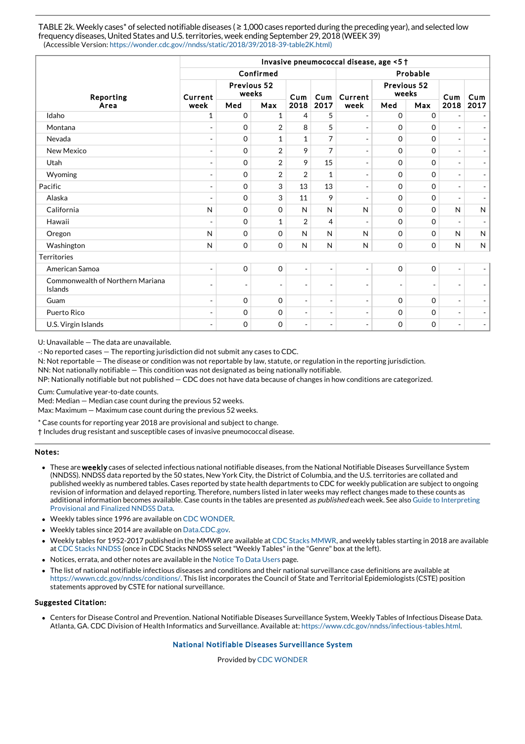TABLE 2k. Weekly cases* of selected notifiable diseases ( ≥ 1,000 cases reported during the preceding year), and selected low frequency diseases, United States and U.S. territories, week ending September 29, 2018 (WEEK 39)
(Accessible Version: https://wonder.cdc.gov//nndss/static/2018/39/2018-39-table2K.html)

| Reporting Area | Invasive pneumococcal disease, age <5 † | | | | | | | | | |
|---|---|---|---|---|---|---|---|---|---|---|
| | Confirmed | | | | | Probable | | | | |
| | Current week | Previous 52 weeks | | Cum 2018 | Cum 2017 | Current week | Previous 52 weeks | | Cum 2018 | Cum 2017 |
| | | Med | Max | | | | Med | Max | | |
| Idaho | 1 | 0 | 1 | 4 | 5 | - | 0 | 0 | - | - |
| Montana | - | 0 | 2 | 8 | 5 | - | 0 | 0 | - | - |
| Nevada | - | 0 | 1 | 1 | 7 | - | 0 | 0 | - | - |
| New Mexico | - | 0 | 2 | 9 | 7 | - | 0 | 0 | - | - |
| Utah | - | 0 | 2 | 9 | 15 | - | 0 | 0 | - | - |
| Wyoming | - | 0 | 2 | 2 | 1 | - | 0 | 0 | - | - |
| Pacific | - | 0 | 3 | 13 | 13 | - | 0 | 0 | - | - |
| Alaska | - | 0 | 3 | 11 | 9 | - | 0 | 0 | - | - |
| California | N | 0 | 0 | N | N | N | 0 | 0 | N | N |
| Hawaii | - | 0 | 1 | 2 | 4 | - | 0 | 0 | - | - |
| Oregon | N | 0 | 0 | N | N | N | 0 | 0 | N | N |
| Washington | N | 0 | 0 | N | N | N | 0 | 0 | N | N |
| Territories | | | | | | | | | | |
| American Samoa | - | 0 | 0 | - | - | - | 0 | 0 | - | - |
| Commonwealth of Northern Mariana Islands | - | - | - | - | - | - | - | - | - | - |
| Guam | - | 0 | 0 | - | - | - | 0 | 0 | - | - |
| Puerto Rico | - | 0 | 0 | - | - | - | 0 | 0 | - | - |
| U.S. Virgin Islands | - | 0 | 0 | - | - | - | 0 | 0 | - | - |

U: Unavailable — The data are unavailable.
-: No reported cases — The reporting jurisdiction did not submit any cases to CDC.
N: Not reportable — The disease or condition was not reportable by law, statute, or regulation in the reporting jurisdiction.
NN: Not nationally notifiable — This condition was not designated as being nationally notifiable.
NP: Nationally notifiable but not published — CDC does not have data because of changes in how conditions are categorized.

Cum: Cumulative year-to-date counts.
Med: Median — Median case count during the previous 52 weeks.
Max: Maximum — Maximum case count during the previous 52 weeks.

* Case counts for reporting year 2018 are provisional and subject to change.
† Includes drug resistant and susceptible cases of invasive pneumococcal disease.

**Notes:**

- These are **weekly** cases of selected infectious national notifiable diseases, from the National Notifiable Diseases Surveillance System (NNDSS). NNDSS data reported by the 50 states, New York City, the District of Columbia, and the U.S. territories are collated and published weekly as numbered tables. Cases reported by state health departments to CDC for weekly publication are subject to ongoing revision of information and delayed reporting. Therefore, numbers listed in later weeks may reflect changes made to these counts as additional information becomes available. Case counts in the tables are presented *as published* each week. See also Guide to Interpreting Provisional and Finalized NNDSS Data.
- Weekly tables since 1996 are available on CDC WONDER.
- Weekly tables since 2014 are available on Data.CDC.gov.
- Weekly tables for 1952-2017 published in the MMWR are available at CDC Stacks MMWR, and weekly tables starting in 2018 are available at CDC Stacks NNDSS (once in CDC Stacks NNDSS select "Weekly Tables" in the "Genre" box at the left).
- Notices, errata, and other notes are available in the Notice To Data Users page.
- The list of national notifiable infectious diseases and conditions and their national surveillance case definitions are available at https://wwwn.cdc.gov/nndss/conditions/. This list incorporates the Council of State and Territorial Epidemiologists (CSTE) position statements approved by CSTE for national surveillance.

**Suggested Citation:**

- Centers for Disease Control and Prevention. National Notifiable Diseases Surveillance System, Weekly Tables of Infectious Disease Data. Atlanta, GA. CDC Division of Health Informatics and Surveillance. Available at: https://www.cdc.gov/nndss/infectious-tables.html.

**National Notifiable Diseases Surveillance System**

Provided by CDC WONDER